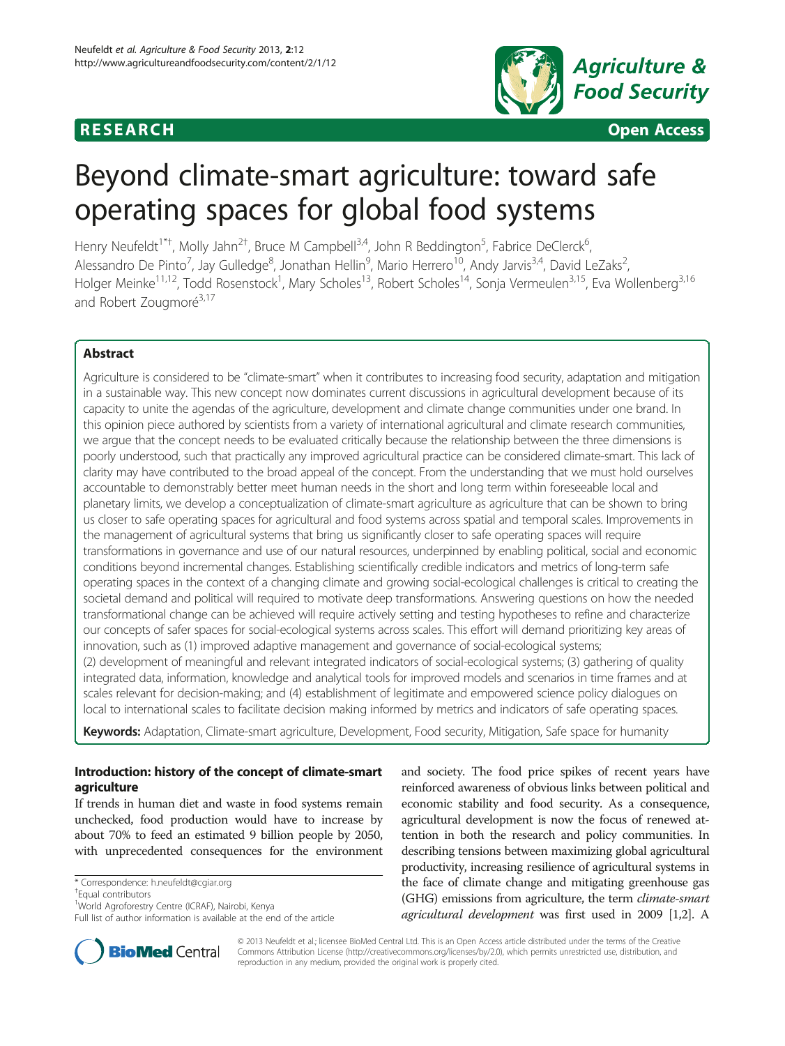RESEARCH Open Access

# Beyond climate-smart agriculture: toward safe operating spaces for global food systems

Henry Neufeldt[1*†], Molly Jahn[2†], Bruce M Campbell[3,4], John R Beddington[5], Fabrice DeClerck[6], Alessandro De Pinto[7], Jay Gulledge[8], Jonathan Hellin[9], Mario Herrero[10], Andy Jarvis[3,4], David LeZaks[2], Holger Meinke[11,12], Todd Rosenstock[1], Mary Scholes[13], Robert Scholes[14], Sonja Vermeulen[3,15], Eva Wollenberg[3,16] and Robert Zougmoré[3,17]

## Abstract

Agriculture is considered to be "climate-smart" when it contributes to increasing food security, adaptation and mitigation in a sustainable way. This new concept now dominates current discussions in agricultural development because of its capacity to unite the agendas of the agriculture, development and climate change communities under one brand. In this opinion piece authored by scientists from a variety of international agricultural and climate research communities, we argue that the concept needs to be evaluated critically because the relationship between the three dimensions is poorly understood, such that practically any improved agricultural practice can be considered climate-smart. This lack of clarity may have contributed to the broad appeal of the concept. From the understanding that we must hold ourselves accountable to demonstrably better meet human needs in the short and long term within foreseeable local and planetary limits, we develop a conceptualization of climate-smart agriculture as agriculture that can be shown to bring us closer to safe operating spaces for agricultural and food systems across spatial and temporal scales. Improvements in the management of agricultural systems that bring us significantly closer to safe operating spaces will require transformations in governance and use of our natural resources, underpinned by enabling political, social and economic conditions beyond incremental changes. Establishing scientifically credible indicators and metrics of long-term safe operating spaces in the context of a changing climate and growing social-ecological challenges is critical to creating the societal demand and political will required to motivate deep transformations. Answering questions on how the needed transformational change can be achieved will require actively setting and testing hypotheses to refine and characterize our concepts of safer spaces for social-ecological systems across scales. This effort will demand prioritizing key areas of innovation, such as (1) improved adaptive management and governance of social-ecological systems; (2) development of meaningful and relevant integrated indicators of social-ecological systems; (3) gathering of quality integrated data, information, knowledge and analytical tools for improved models and scenarios in time frames and at scales relevant for decision-making; and (4) establishment of legitimate and empowered science policy dialogues on local to international scales to facilitate decision making informed by metrics and indicators of safe operating spaces.

**Keywords:** Adaptation, Climate-smart agriculture, Development, Food security, Mitigation, Safe space for humanity

## Introduction: history of the concept of climate-smart agriculture

If trends in human diet and waste in food systems remain unchecked, food production would have to increase by about 70% to feed an estimated 9 billion people by 2050, with unprecedented consequences for the environment and society. The food price spikes of recent years have reinforced awareness of obvious links between political and economic stability and food security. As a consequence, agricultural development is now the focus of renewed attention in both the research and policy communities. In describing tensions between maximizing global agricultural productivity, increasing resilience of agricultural systems in the face of climate change and mitigating greenhouse gas (GHG) emissions from agriculture, the term *climate-smart agricultural development* was first used in 2009 [1,2]. A

\* Correspondence: h.neufeldt@cgiar.org
†Equal contributors
[1]World Agroforestry Centre (ICRAF), Nairobi, Kenya
Full list of author information is available at the end of the article

© 2013 Neufeldt et al.; licensee BioMed Central Ltd. This is an Open Access article distributed under the terms of the Creative Commons Attribution License (http://creativecommons.org/licenses/by/2.0), which permits unrestricted use, distribution, and reproduction in any medium, provided the original work is properly cited.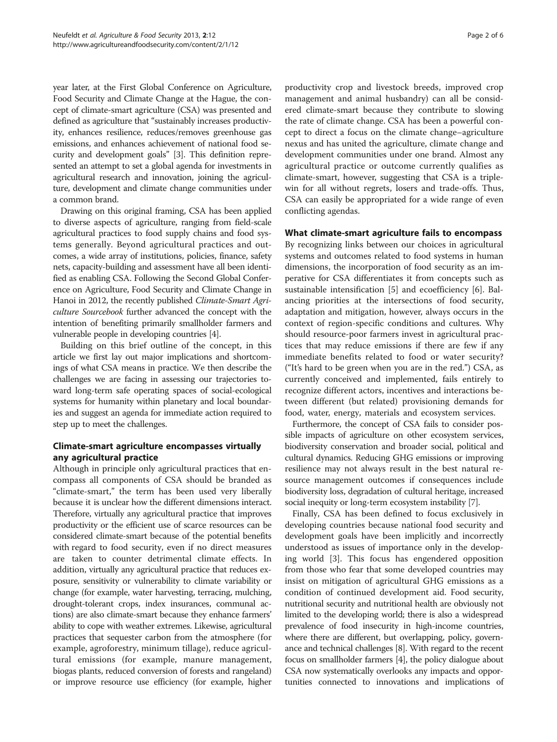year later, at the First Global Conference on Agriculture, Food Security and Climate Change at the Hague, the concept of climate-smart agriculture (CSA) was presented and defined as agriculture that "sustainably increases productivity, enhances resilience, reduces/removes greenhouse gas emissions, and enhances achievement of national food security and development goals" [3]. This definition represented an attempt to set a global agenda for investments in agricultural research and innovation, joining the agriculture, development and climate change communities under a common brand.

Drawing on this original framing, CSA has been applied to diverse aspects of agriculture, ranging from field-scale agricultural practices to food supply chains and food systems generally. Beyond agricultural practices and outcomes, a wide array of institutions, policies, finance, safety nets, capacity-building and assessment have all been identified as enabling CSA. Following the Second Global Conference on Agriculture, Food Security and Climate Change in Hanoi in 2012, the recently published *Climate-Smart Agriculture Sourcebook* further advanced the concept with the intention of benefiting primarily smallholder farmers and vulnerable people in developing countries [4].

Building on this brief outline of the concept, in this article we first lay out major implications and shortcomings of what CSA means in practice. We then describe the challenges we are facing in assessing our trajectories toward long-term safe operating spaces of social-ecological systems for humanity within planetary and local boundaries and suggest an agenda for immediate action required to step up to meet the challenges.

## Climate-smart agriculture encompasses virtually any agricultural practice

Although in principle only agricultural practices that encompass all components of CSA should be branded as "climate-smart," the term has been used very liberally because it is unclear how the different dimensions interact. Therefore, virtually any agricultural practice that improves productivity or the efficient use of scarce resources can be considered climate-smart because of the potential benefits with regard to food security, even if no direct measures are taken to counter detrimental climate effects. In addition, virtually any agricultural practice that reduces exposure, sensitivity or vulnerability to climate variability or change (for example, water harvesting, terracing, mulching, drought-tolerant crops, index insurances, communal actions) are also climate-smart because they enhance farmers' ability to cope with weather extremes. Likewise, agricultural practices that sequester carbon from the atmosphere (for example, agroforestry, minimum tillage), reduce agricultural emissions (for example, manure management, biogas plants, reduced conversion of forests and rangeland) or improve resource use efficiency (for example, higher productivity crop and livestock breeds, improved crop management and animal husbandry) can all be considered climate-smart because they contribute to slowing the rate of climate change. CSA has been a powerful concept to direct a focus on the climate change–agriculture nexus and has united the agriculture, climate change and development communities under one brand. Almost any agricultural practice or outcome currently qualifies as climate-smart, however, suggesting that CSA is a triple-win for all without regrets, losers and trade-offs. Thus, CSA can easily be appropriated for a wide range of even conflicting agendas.

## What climate-smart agriculture fails to encompass

By recognizing links between our choices in agricultural systems and outcomes related to food systems in human dimensions, the incorporation of food security as an imperative for CSA differentiates it from concepts such as sustainable intensification [5] and ecoefficiency [6]. Balancing priorities at the intersections of food security, adaptation and mitigation, however, always occurs in the context of region-specific conditions and cultures. Why should resource-poor farmers invest in agricultural practices that may reduce emissions if there are few if any immediate benefits related to food or water security? ("It's hard to be green when you are in the red.") CSA, as currently conceived and implemented, fails entirely to recognize different actors, incentives and interactions between different (but related) provisioning demands for food, water, energy, materials and ecosystem services.

Furthermore, the concept of CSA fails to consider possible impacts of agriculture on other ecosystem services, biodiversity conservation and broader social, political and cultural dynamics. Reducing GHG emissions or improving resilience may not always result in the best natural resource management outcomes if consequences include biodiversity loss, degradation of cultural heritage, increased social inequity or long-term ecosystem instability [7].

Finally, CSA has been defined to focus exclusively in developing countries because national food security and development goals have been implicitly and incorrectly understood as issues of importance only in the developing world [3]. This focus has engendered opposition from those who fear that some developed countries may insist on mitigation of agricultural GHG emissions as a condition of continued development aid. Food security, nutritional security and nutritional health are obviously not limited to the developing world; there is also a widespread prevalence of food insecurity in high-income countries, where there are different, but overlapping, policy, governance and technical challenges [8]. With regard to the recent focus on smallholder farmers [4], the policy dialogue about CSA now systematically overlooks any impacts and opportunities connected to innovations and implications of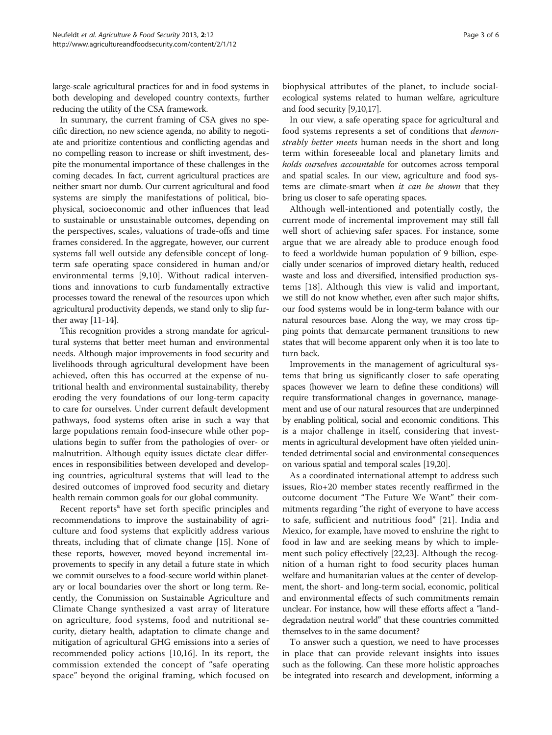large-scale agricultural practices for and in food systems in both developing and developed country contexts, further reducing the utility of the CSA framework.

In summary, the current framing of CSA gives no specific direction, no new science agenda, no ability to negotiate and prioritize contentious and conflicting agendas and no compelling reason to increase or shift investment, despite the monumental importance of these challenges in the coming decades. In fact, current agricultural practices are neither smart nor dumb. Our current agricultural and food systems are simply the manifestations of political, biophysical, socioeconomic and other influences that lead to sustainable or unsustainable outcomes, depending on the perspectives, scales, valuations of trade-offs and time frames considered. In the aggregate, however, our current systems fall well outside any defensible concept of long-term safe operating space considered in human and/or environmental terms [9,10]. Without radical interventions and innovations to curb fundamentally extractive processes toward the renewal of the resources upon which agricultural productivity depends, we stand only to slip further away [11-14].

This recognition provides a strong mandate for agricultural systems that better meet human and environmental needs. Although major improvements in food security and livelihoods through agricultural development have been achieved, often this has occurred at the expense of nutritional health and environmental sustainability, thereby eroding the very foundations of our long-term capacity to care for ourselves. Under current default development pathways, food systems often arise in such a way that large populations remain food-insecure while other populations begin to suffer from the pathologies of over- or malnutrition. Although equity issues dictate clear differences in responsibilities between developed and developing countries, agricultural systems that will lead to the desired outcomes of improved food security and dietary health remain common goals for our global community.

Recent reports[a] have set forth specific principles and recommendations to improve the sustainability of agriculture and food systems that explicitly address various threats, including that of climate change [15]. None of these reports, however, moved beyond incremental improvements to specify in any detail a future state in which we commit ourselves to a food-secure world within planetary or local boundaries over the short or long term. Recently, the Commission on Sustainable Agriculture and Climate Change synthesized a vast array of literature on agriculture, food systems, food and nutritional security, dietary health, adaptation to climate change and mitigation of agricultural GHG emissions into a series of recommended policy actions [10,16]. In its report, the commission extended the concept of "safe operating space" beyond the original framing, which focused on biophysical attributes of the planet, to include social-ecological systems related to human welfare, agriculture and food security [9,10,17].

In our view, a safe operating space for agricultural and food systems represents a set of conditions that *demonstrably better meets* human needs in the short and long term within foreseeable local and planetary limits and *holds ourselves accountable* for outcomes across temporal and spatial scales. In our view, agriculture and food systems are climate-smart when *it can be shown* that they bring us closer to safe operating spaces.

Although well-intentioned and potentially costly, the current mode of incremental improvement may still fall well short of achieving safer spaces. For instance, some argue that we are already able to produce enough food to feed a worldwide human population of 9 billion, especially under scenarios of improved dietary health, reduced waste and loss and diversified, intensified production systems [18]. Although this view is valid and important, we still do not know whether, even after such major shifts, our food systems would be in long-term balance with our natural resources base. Along the way, we may cross tipping points that demarcate permanent transitions to new states that will become apparent only when it is too late to turn back.

Improvements in the management of agricultural systems that bring us significantly closer to safe operating spaces (however we learn to define these conditions) will require transformational changes in governance, management and use of our natural resources that are underpinned by enabling political, social and economic conditions. This is a major challenge in itself, considering that investments in agricultural development have often yielded unintended detrimental social and environmental consequences on various spatial and temporal scales [19,20].

As a coordinated international attempt to address such issues, Rio+20 member states recently reaffirmed in the outcome document "The Future We Want" their commitments regarding "the right of everyone to have access to safe, sufficient and nutritious food" [21]. India and Mexico, for example, have moved to enshrine the right to food in law and are seeking means by which to implement such policy effectively [22,23]. Although the recognition of a human right to food security places human welfare and humanitarian values at the center of development, the short- and long-term social, economic, political and environmental effects of such commitments remain unclear. For instance, how will these efforts affect a "land-degradation neutral world" that these countries committed themselves to in the same document?

To answer such a question, we need to have processes in place that can provide relevant insights into issues such as the following. Can these more holistic approaches be integrated into research and development, informing a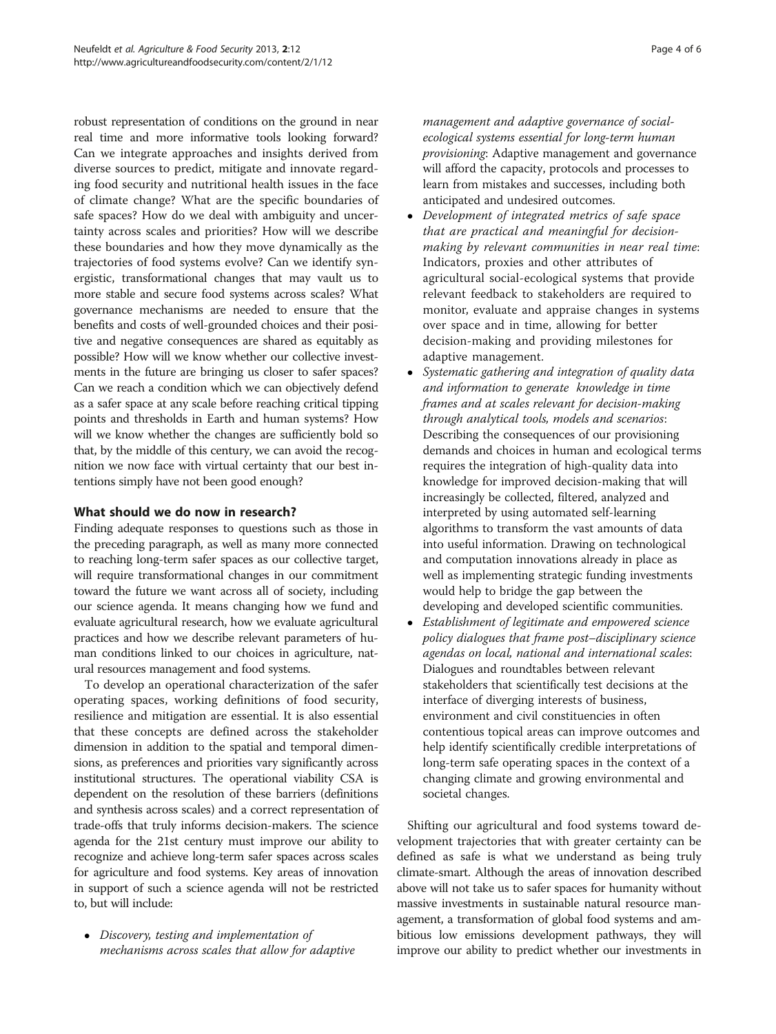robust representation of conditions on the ground in near real time and more informative tools looking forward? Can we integrate approaches and insights derived from diverse sources to predict, mitigate and innovate regarding food security and nutritional health issues in the face of climate change? What are the specific boundaries of safe spaces? How do we deal with ambiguity and uncertainty across scales and priorities? How will we describe these boundaries and how they move dynamically as the trajectories of food systems evolve? Can we identify synergistic, transformational changes that may vault us to more stable and secure food systems across scales? What governance mechanisms are needed to ensure that the benefits and costs of well-grounded choices and their positive and negative consequences are shared as equitably as possible? How will we know whether our collective investments in the future are bringing us closer to safer spaces? Can we reach a condition which we can objectively defend as a safer space at any scale before reaching critical tipping points and thresholds in Earth and human systems? How will we know whether the changes are sufficiently bold so that, by the middle of this century, we can avoid the recognition we now face with virtual certainty that our best intentions simply have not been good enough?

## What should we do now in research?

Finding adequate responses to questions such as those in the preceding paragraph, as well as many more connected to reaching long-term safer spaces as our collective target, will require transformational changes in our commitment toward the future we want across all of society, including our science agenda. It means changing how we fund and evaluate agricultural research, how we evaluate agricultural practices and how we describe relevant parameters of human conditions linked to our choices in agriculture, natural resources management and food systems.

To develop an operational characterization of the safer operating spaces, working definitions of food security, resilience and mitigation are essential. It is also essential that these concepts are defined across the stakeholder dimension in addition to the spatial and temporal dimensions, as preferences and priorities vary significantly across institutional structures. The operational viability CSA is dependent on the resolution of these barriers (definitions and synthesis across scales) and a correct representation of trade-offs that truly informs decision-makers. The science agenda for the 21st century must improve our ability to recognize and achieve long-term safer spaces across scales for agriculture and food systems. Key areas of innovation in support of such a science agenda will not be restricted to, but will include:

- *Discovery, testing and implementation of mechanisms across scales that allow for adaptive management and adaptive governance of social-ecological systems essential for long-term human provisioning*: Adaptive management and governance will afford the capacity, protocols and processes to learn from mistakes and successes, including both anticipated and undesired outcomes.
- *Development of integrated metrics of safe space that are practical and meaningful for decision-making by relevant communities in near real time*: Indicators, proxies and other attributes of agricultural social-ecological systems that provide relevant feedback to stakeholders are required to monitor, evaluate and appraise changes in systems over space and in time, allowing for better decision-making and providing milestones for adaptive management.
- *Systematic gathering and integration of quality data and information to generate knowledge in time frames and at scales relevant for decision-making through analytical tools, models and scenarios*: Describing the consequences of our provisioning demands and choices in human and ecological terms requires the integration of high-quality data into knowledge for improved decision-making that will increasingly be collected, filtered, analyzed and interpreted by using automated self-learning algorithms to transform the vast amounts of data into useful information. Drawing on technological and computation innovations already in place as well as implementing strategic funding investments would help to bridge the gap between the developing and developed scientific communities.
- *Establishment of legitimate and empowered science policy dialogues that frame post–disciplinary science agendas on local, national and international scales*: Dialogues and roundtables between relevant stakeholders that scientifically test decisions at the interface of diverging interests of business, environment and civil constituencies in often contentious topical areas can improve outcomes and help identify scientifically credible interpretations of long-term safe operating spaces in the context of a changing climate and growing environmental and societal changes.

Shifting our agricultural and food systems toward development trajectories that with greater certainty can be defined as safe is what we understand as being truly climate-smart. Although the areas of innovation described above will not take us to safer spaces for humanity without massive investments in sustainable natural resource management, a transformation of global food systems and ambitious low emissions development pathways, they will improve our ability to predict whether our investments in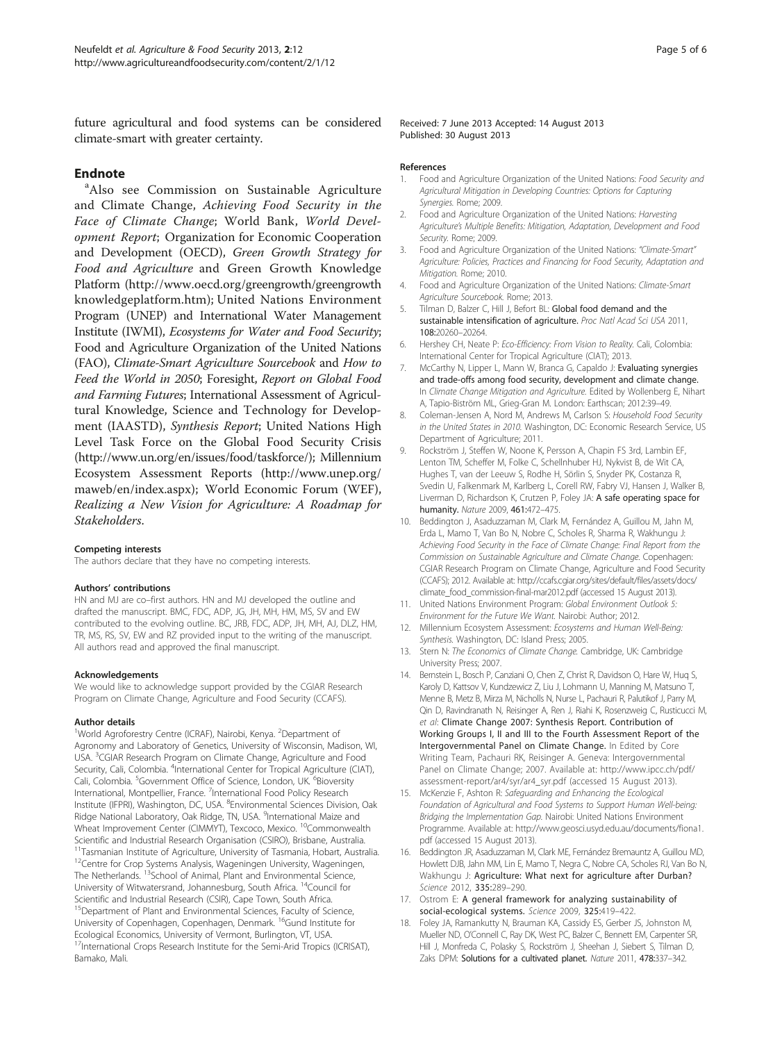future agricultural and food systems can be considered climate-smart with greater certainty.

## Endnote

[a]Also see Commission on Sustainable Agriculture and Climate Change, *Achieving Food Security in the Face of Climate Change*; World Bank, *World Development Report*; Organization for Economic Cooperation and Development (OECD), *Green Growth Strategy for Food and Agriculture* and Green Growth Knowledge Platform (http://www.oecd.org/greengrowth/greengrowthknowledgeplatform.htm); United Nations Environment Program (UNEP) and International Water Management Institute (IWMI), *Ecosystems for Water and Food Security*; Food and Agriculture Organization of the United Nations (FAO), *Climate-Smart Agriculture Sourcebook* and *How to Feed the World in 2050*; Foresight, *Report on Global Food and Farming Futures*; International Assessment of Agricultural Knowledge, Science and Technology for Development (IAASTD), *Synthesis Report*; United Nations High Level Task Force on the Global Food Security Crisis (http://www.un.org/en/issues/food/taskforce/); Millennium Ecosystem Assessment Reports (http://www.unep.org/maweb/en/index.aspx); World Economic Forum (WEF), *Realizing a New Vision for Agriculture: A Roadmap for Stakeholders*.

#### Competing interests

The authors declare that they have no competing interests.

#### Authors' contributions

HN and MJ are co–first authors. HN and MJ developed the outline and drafted the manuscript. BMC, FDC, ADP, JG, JH, MH, HM, MS, SV and EW contributed to the evolving outline. BC, JRB, FDC, ADP, JH, MH, AJ, DLZ, HM, TR, MS, RS, SV, EW and RZ provided input to the writing of the manuscript. All authors read and approved the final manuscript.

#### Acknowledgements

We would like to acknowledge support provided by the CGIAR Research Program on Climate Change, Agriculture and Food Security (CCAFS).

#### Author details

[1]World Agroforestry Centre (ICRAF), Nairobi, Kenya. [2]Department of Agronomy and Laboratory of Genetics, University of Wisconsin, Madison, WI, USA. [3]CGIAR Research Program on Climate Change, Agriculture and Food Security, Cali, Colombia. [4]International Center for Tropical Agriculture (CIAT), Cali, Colombia. [5]Government Office of Science, London, UK. [6]Bioversity International, Montpellier, France. [7]International Food Policy Research Institute (IFPRI), Washington, DC, USA. [8]Environmental Sciences Division, Oak Ridge National Laboratory, Oak Ridge, TN, USA. [9]International Maize and Wheat Improvement Center (CIMMYT), Texcoco, Mexico. [10]Commonwealth Scientific and Industrial Research Organisation (CSIRO), Brisbane, Australia. [11]Tasmanian Institute of Agriculture, University of Tasmania, Hobart, Australia. [12]Centre for Crop Systems Analysis, Wageningen University, Wageningen, The Netherlands. [13]School of Animal, Plant and Environmental Science, University of Witwatersrand, Johannesburg, South Africa. [14]Council for Scientific and Industrial Research (CSIR), Cape Town, South Africa. [15]Department of Plant and Environmental Sciences, Faculty of Science, University of Copenhagen, Copenhagen, Denmark. [16]Gund Institute for Ecological Economics, University of Vermont, Burlington, VT, USA. [17]International Crops Research Institute for the Semi-Arid Tropics (ICRISAT), Bamako, Mali.

Received: 7 June 2013 Accepted: 14 August 2013
Published: 30 August 2013

#### References

1. Food and Agriculture Organization of the United Nations: *Food Security and Agricultural Mitigation in Developing Countries: Options for Capturing Synergies.* Rome; 2009.
2. Food and Agriculture Organization of the United Nations: *Harvesting Agriculture's Multiple Benefits: Mitigation, Adaptation, Development and Food Security.* Rome; 2009.
3. Food and Agriculture Organization of the United Nations: *"Climate-Smart" Agriculture: Policies, Practices and Financing for Food Security, Adaptation and Mitigation.* Rome; 2010.
4. Food and Agriculture Organization of the United Nations: *Climate-Smart Agriculture Sourcebook.* Rome; 2013.
5. Tilman D, Balzer C, Hill J, Befort BL: **Global food demand and the sustainable intensification of agriculture.** *Proc Natl Acad Sci USA* 2011, **108:**20260–20264.
6. Hershey CH, Neate P: *Eco-Efficiency: From Vision to Reality.* Cali, Colombia: International Center for Tropical Agriculture (CIAT); 2013.
7. McCarthy N, Lipper L, Mann W, Branca G, Capaldo J: **Evaluating synergies and trade-offs among food security, development and climate change.** In *Climate Change Mitigation and Agriculture.* Edited by Wollenberg E, Nihart A, Tapio-Biström ML, Grieg-Gran M. London: Earthscan; 2012:39–49.
8. Coleman-Jensen A, Nord M, Andrews M, Carlson S: *Household Food Security in the United States in 2010.* Washington, DC: Economic Research Service, US Department of Agriculture; 2011.
9. Rockström J, Steffen W, Noone K, Persson A, Chapin FS 3rd, Lambin EF, Lenton TM, Scheffer M, Folke C, Schellnhuber HJ, Nykvist B, de Wit CA, Hughes T, van der Leeuw S, Rodhe H, Sörlin S, Snyder PK, Costanza R, Svedin U, Falkenmark M, Karlberg L, Corell RW, Fabry VJ, Hansen J, Walker B, Liverman D, Richardson K, Crutzen P, Foley JA: **A safe operating space for humanity.** *Nature* 2009, **461:**472–475.
10. Beddington J, Asaduzzaman M, Clark M, Fernández A, Guillou M, Jahn M, Erda L, Mamo T, Van Bo N, Nobre C, Scholes R, Sharma R, Wakhungu J: *Achieving Food Security in the Face of Climate Change: Final Report from the Commission on Sustainable Agriculture and Climate Change.* Copenhagen: CGIAR Research Program on Climate Change, Agriculture and Food Security (CCAFS); 2012. Available at: http://ccafs.cgiar.org/sites/default/files/assets/docs/climate_food_commission-final-mar2012.pdf (accessed 15 August 2013).
11. United Nations Environment Program: *Global Environment Outlook 5: Environment for the Future We Want.* Nairobi: Author; 2012.
12. Millennium Ecosystem Assessment: *Ecosystems and Human Well-Being: Synthesis.* Washington, DC: Island Press; 2005.
13. Stern N: *The Economics of Climate Change.* Cambridge, UK: Cambridge University Press; 2007.
14. Bernstein L, Bosch P, Canziani O, Chen Z, Christ R, Davidson O, Hare W, Huq S, Karoly D, Kattsov V, Kundzewicz Z, Liu J, Lohmann U, Manning M, Matsuno T, Menne B, Metz B, Mirza M, Nicholls N, Nurse L, Pachauri R, Palutikof J, Parry M, Qin D, Ravindranath N, Reisinger A, Ren J, Riahi K, Rosenzweig C, Rusticucci M, *et al*: **Climate Change 2007: Synthesis Report. Contribution of Working Groups I, II and III to the Fourth Assessment Report of the Intergovernmental Panel on Climate Change.** In Edited by Core Writing Team, Pachauri RK, Reisinger A. Geneva: Intergovernmental Panel on Climate Change; 2007. Available at: http://www.ipcc.ch/pdf/assessment-report/ar4/syr/ar4_syr.pdf (accessed 15 August 2013).
15. McKenzie F, Ashton R: *Safeguarding and Enhancing the Ecological Foundation of Agricultural and Food Systems to Support Human Well-being: Bridging the Implementation Gap.* Nairobi: United Nations Environment Programme. Available at: http://www.geosci.usyd.edu.au/documents/fiona1.pdf (accessed 15 August 2013).
16. Beddington JR, Asaduzzaman M, Clark ME, Fernández Bremauntz A, Guillou MD, Howlett DJB, Jahn MM, Lin E, Mamo T, Negra C, Nobre CA, Scholes RJ, Van Bo N, Wakhungu J: **Agriculture: What next for agriculture after Durban?** *Science* 2012, **335:**289–290.
17. Ostrom E: **A general framework for analyzing sustainability of social-ecological systems.** *Science* 2009, **325:**419–422.
18. Foley JA, Ramankutty N, Brauman KA, Cassidy ES, Gerber JS, Johnston M, Mueller ND, O'Connell C, Ray DK, West PC, Balzer C, Bennett EM, Carpenter SR, Hill J, Monfreda C, Polasky S, Rockström J, Sheehan J, Siebert S, Tilman D, Zaks DPM: **Solutions for a cultivated planet.** *Nature* 2011, **478:**337–342.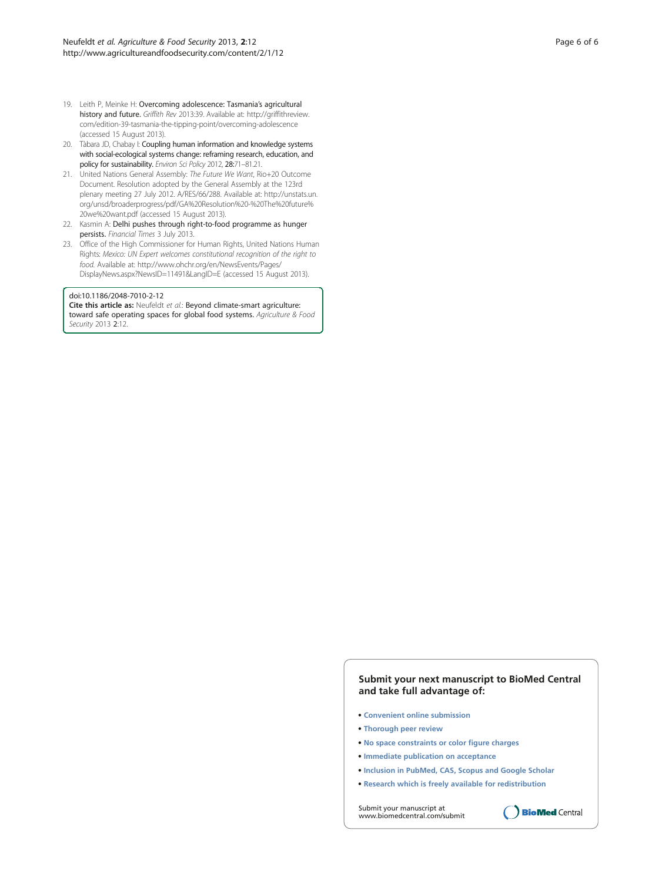19. Leith P, Meinke H: **Overcoming adolescence: Tasmania's agricultural history and future.** *Griffith Rev* 2013:39. Available at: http://griffithreview.com/edition-39-tasmania-the-tipping-point/overcoming-adolescence (accessed 15 August 2013).
20. Tàbara JD, Chabay I: **Coupling human information and knowledge systems with social-ecological systems change: reframing research, education, and policy for sustainability.** *Environ Sci Policy* 2012, **28:**71–81.21.
21. United Nations General Assembly: *The Future We Want*, Rio+20 Outcome Document. Resolution adopted by the General Assembly at the 123rd plenary meeting 27 July 2012. A/RES/66/288. Available at: http://unstats.un.org/unsd/broaderprogress/pdf/GA%20Resolution%20-%20The%20future%20we%20want.pdf (accessed 15 August 2013).
22. Kasmin A: **Delhi pushes through right-to-food programme as hunger persists.** *Financial Times* 3 July 2013.
23. Office of the High Commissioner for Human Rights, United Nations Human Rights: *Mexico: UN Expert welcomes constitutional recognition of the right to food.* Available at: http://www.ohchr.org/en/NewsEvents/Pages/DisplayNews.aspx?NewsID=11491&LangID=E (accessed 15 August 2013).

doi:10.1186/2048-7010-2-12

**Cite this article as:** Neufeldt *et al.*: Beyond climate-smart agriculture: toward safe operating spaces for global food systems. *Agriculture & Food Security* 2013 **2**:12.

**Submit your next manuscript to BioMed Central and take full advantage of:**

- **Convenient online submission**
- **Thorough peer review**
- **No space constraints or color figure charges**
- **Immediate publication on acceptance**
- **Inclusion in PubMed, CAS, Scopus and Google Scholar**
- **Research which is freely available for redistribution**

Submit your manuscript at www.biomedcentral.com/submit

BioMed Central